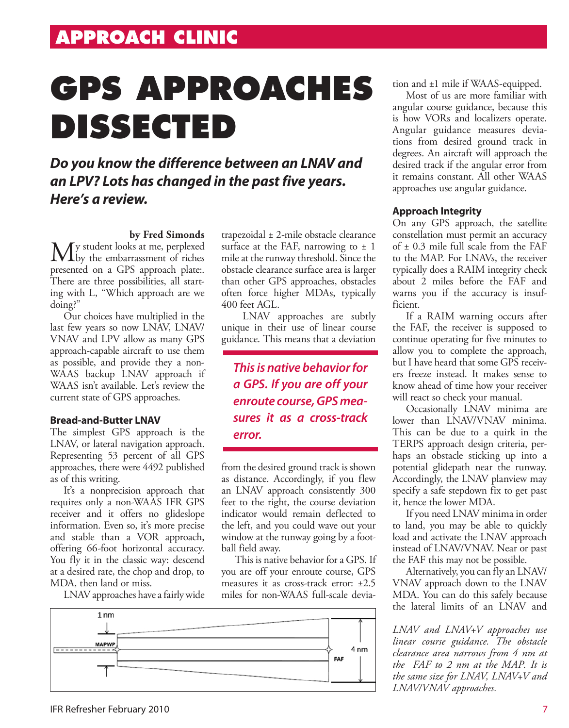APPROACH CLINIC

# GPS APPROACHES DISSECTED

***Do you know the difference between an LNAV and an LPV? Lots has changed in the past five years. Here's a review.***

**by Fred Simonds**

My student looks at me, perplexed by the embarrassment of riches presented on a GPS approach plate:. There are three possibilities, all starting with L, "Which approach are we doing?"

Our choices have multiplied in the last few years so now LNAV, LNAV/VNAV and LPV allow as many GPS approach-capable aircraft to use them as possible, and provide they a non-WAAS backup LNAV approach if WAAS isn't available. Let's review the current state of GPS approaches.

### Bread-and-Butter LNAV

The simplest GPS approach is the LNAV, or lateral navigation approach. Representing 53 percent of all GPS approaches, there were 4492 published as of this writing.

It's a nonprecision approach that requires only a non-WAAS IFR GPS receiver and it offers no glideslope information. Even so, it's more precise and stable than a VOR approach, offering 66-foot horizontal accuracy. You fly it in the classic way: descend at a desired rate, the chop and drop, to MDA, then land or miss.

LNAV approaches have a fairly wide trapezoidal ± 2-mile obstacle clearance surface at the FAF, narrowing to ± 1 mile at the runway threshold. Since the obstacle clearance surface area is larger than other GPS approaches, obstacles often force higher MDAs, typically 400 feet AGL.

LNAV approaches are subtly unique in their use of linear course guidance. This means that a deviation from the desired ground track is shown as distance. Accordingly, if you flew an LNAV approach consistently 300 feet to the right, the course deviation indicator would remain deflected to the left, and you could wave out your window at the runway going by a football field away.

> ***This is native behavior for a GPS. If you are off your enroute course, GPS measures it as a cross-track error.***

This is native behavior for a GPS. If you are off your enroute course, GPS measures it as cross-track error: ±2.5 miles for non-WAAS full-scale deviation and ±1 mile if WAAS-equipped.

Most of us are more familiar with angular course guidance, because this is how VORs and localizers operate. Angular guidance measures deviations from desired ground track in degrees. An aircraft will approach the desired track if the angular error from it remains constant. All other WAAS approaches use angular guidance.

### Approach Integrity

On any GPS approach, the satellite constellation must permit an accuracy of ± 0.3 mile full scale from the FAF to the MAP. For LNAVs, the receiver typically does a RAIM integrity check about 2 miles before the FAF and warns you if the accuracy is insufficient.

If a RAIM warning occurs after the FAF, the receiver is supposed to continue operating for five minutes to allow you to complete the approach, but I have heard that some GPS receivers freeze instead. It makes sense to know ahead of time how your receiver will react so check your manual.

Occasionally LNAV minima are lower than LNAV/VNAV minima. This can be due to a quirk in the TERPS approach design criteria, perhaps an obstacle sticking up into a potential glidepath near the runway. Accordingly, the LNAV planview may specify a safe stepdown fix to get past it, hence the lower MDA.

If you need LNAV minima in order to land, you may be able to quickly load and activate the LNAV approach instead of LNAV/VNAV. Near or past the FAF this may not be possible.

Alternatively, you can fly an LNAV/VNAV approach down to the LNAV MDA. You can do this safely because the lateral limits of an LNAV and

[Diagram: 1 nm, MAPWP, FAF, 4 nm]

*LNAV and LNAV+V approaches use linear course guidance. The obstacle clearance area narrows from 4 nm at the FAF to 2 nm at the MAP. It is the same size for LNAV, LNAV+V and LNAV/VNAV approaches.*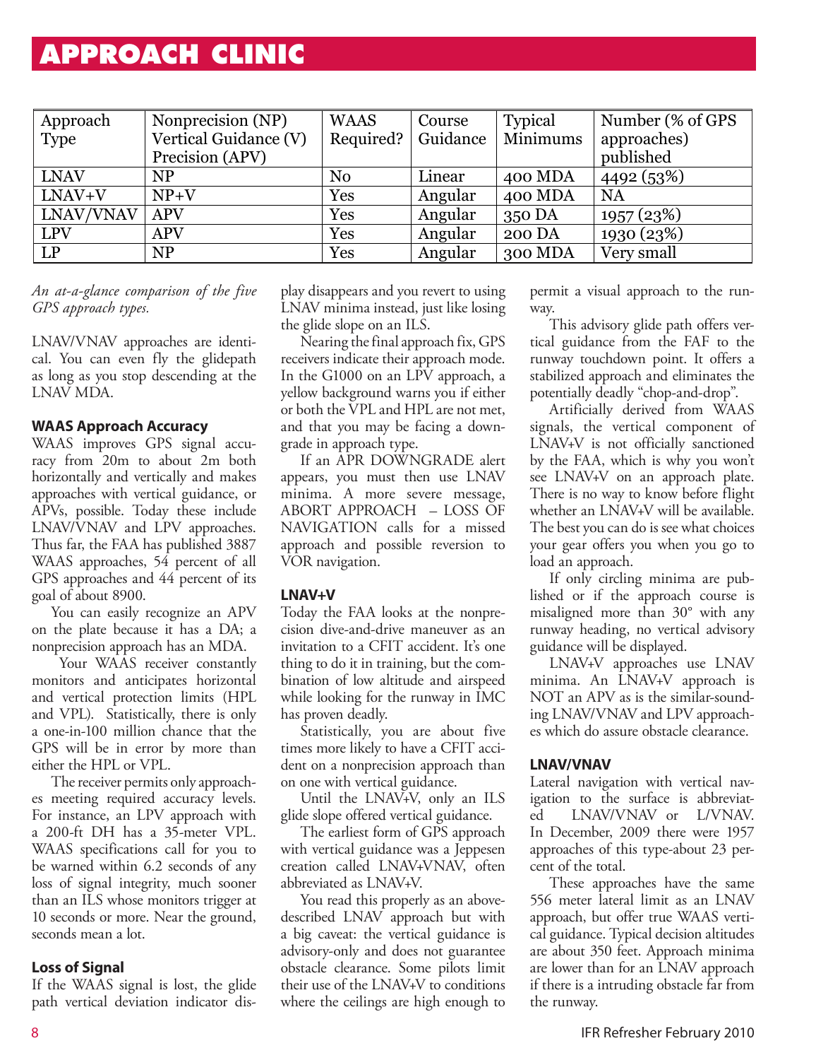| Approach Type | Nonprecision (NP) Vertical Guidance (V) Precision (APV) | WAAS Required? | Course Guidance | Typical Minimums | Number (% of GPS approaches) published |
|---|---|---|---|---|---|
| LNAV | NP | No | Linear | 400 MDA | 4492 (53%) |
| LNAV+V | NP+V | Yes | Angular | 400 MDA | NA |
| LNAV/VNAV | APV | Yes | Angular | 350 DA | 1957 (23%) |
| LPV | APV | Yes | Angular | 200 DA | 1930 (23%) |
| LP | NP | Yes | Angular | 300 MDA | Very small |

*An at-a-glance comparison of the five GPS approach types.*

LNAV/VNAV approaches are identical. You can even fly the glidepath as long as you stop descending at the LNAV MDA.

### WAAS Approach Accuracy

WAAS improves GPS signal accuracy from 20m to about 2m both horizontally and vertically and makes approaches with vertical guidance, or APVs, possible. Today these include LNAV/VNAV and LPV approaches. Thus far, the FAA has published 3887 WAAS approaches, 54 percent of all GPS approaches and 44 percent of its goal of about 8900.

You can easily recognize an APV on the plate because it has a DA; a nonprecision approach has an MDA.

Your WAAS receiver constantly monitors and anticipates horizontal and vertical protection limits (HPL and VPL). Statistically, there is only a one-in-100 million chance that the GPS will be in error by more than either the HPL or VPL.

The receiver permits only approaches meeting required accuracy levels. For instance, an LPV approach with a 200-ft DH has a 35-meter VPL. WAAS specifications call for you to be warned within 6.2 seconds of any loss of signal integrity, much sooner than an ILS whose monitors trigger at 10 seconds or more. Near the ground, seconds mean a lot.

### Loss of Signal

If the WAAS signal is lost, the glide path vertical deviation indicator display disappears and you revert to using LNAV minima instead, just like losing the glide slope on an ILS.

Nearing the final approach fix, GPS receivers indicate their approach mode. In the G1000 on an LPV approach, a yellow background warns you if either or both the VPL and HPL are not met, and that you may be facing a downgrade in approach type.

If an APR DOWNGRADE alert appears, you must then use LNAV minima. A more severe message, ABORT APPROACH – LOSS OF NAVIGATION calls for a missed approach and possible reversion to VOR navigation.

### LNAV+V

Today the FAA looks at the nonprecision dive-and-drive maneuver as an invitation to a CFIT accident. It's one thing to do it in training, but the combination of low altitude and airspeed while looking for the runway in IMC has proven deadly.

Statistically, you are about five times more likely to have a CFIT accident on a nonprecision approach than on one with vertical guidance.

Until the LNAV+V, only an ILS glide slope offered vertical guidance.

The earliest form of GPS approach with vertical guidance was a Jeppesen creation called LNAV+VNAV, often abbreviated as LNAV+V.

You read this properly as an above-described LNAV approach but with a big caveat: the vertical guidance is advisory-only and does not guarantee obstacle clearance. Some pilots limit their use of the LNAV+V to conditions where the ceilings are high enough to permit a visual approach to the runway.

This advisory glide path offers vertical guidance from the FAF to the runway touchdown point. It offers a stabilized approach and eliminates the potentially deadly "chop-and-drop".

Artificially derived from WAAS signals, the vertical component of LNAV+V is not officially sanctioned by the FAA, which is why you won't see LNAV+V on an approach plate. There is no way to know before flight whether an LNAV+V will be available. The best you can do is see what choices your gear offers you when you go to load an approach.

If only circling minima are published or if the approach course is misaligned more than 30° with any runway heading, no vertical advisory guidance will be displayed.

LNAV+V approaches use LNAV minima. An LNAV+V approach is NOT an APV as is the similar-sounding LNAV/VNAV and LPV approaches which do assure obstacle clearance.

### LNAV/VNAV

Lateral navigation with vertical navigation to the surface is abbreviated LNAV/VNAV or L/VNAV. In December, 2009 there were 1957 approaches of this type-about 23 percent of the total.

These approaches have the same 556 meter lateral limit as an LNAV approach, but offer true WAAS vertical guidance. Typical decision altitudes are about 350 feet. Approach minima are lower than for an LNAV approach if there is a intruding obstacle far from the runway.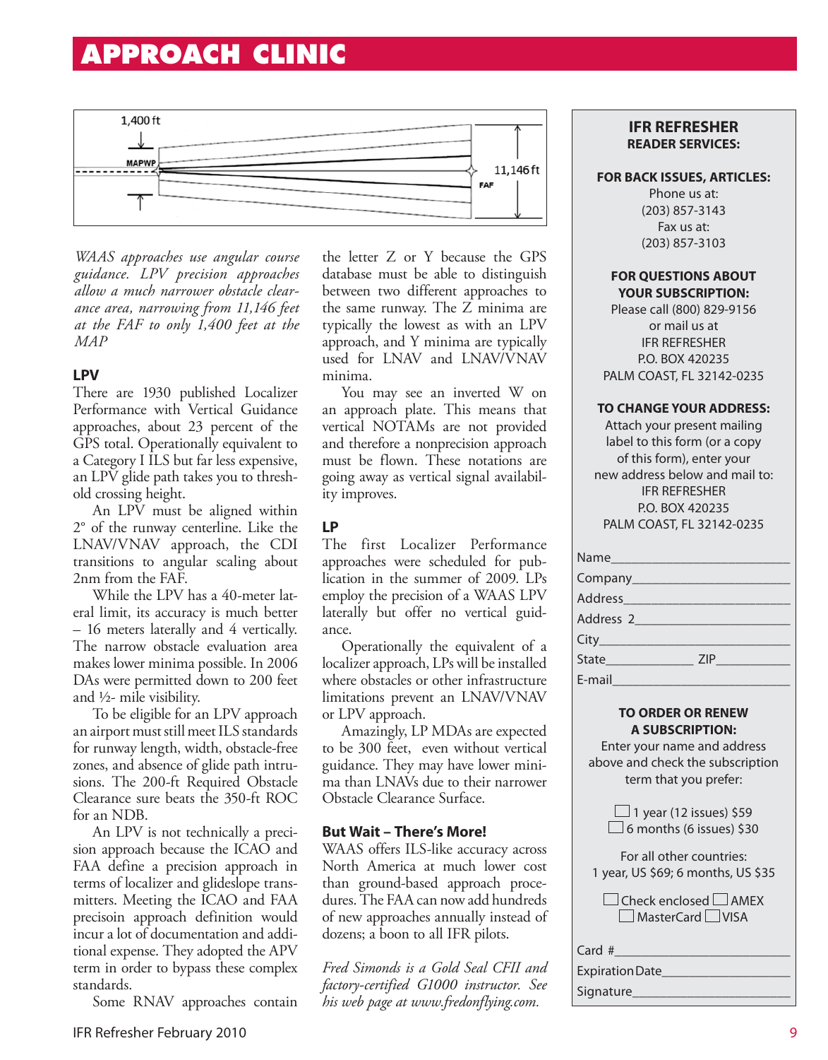# APPROACH CLINIC

1,400 ft

MAPWP

11,146 ft

FAF

*WAAS approaches use angular course guidance. LPV precision approaches allow a much narrower obstacle clearance area, narrowing from 11,146 feet at the FAF to only 1,400 feet at the MAP*

### LPV

There are 1930 published Localizer Performance with Vertical Guidance approaches, about 23 percent of the GPS total. Operationally equivalent to a Category I ILS but far less expensive, an LPV glide path takes you to threshold crossing height.

An LPV must be aligned within 2° of the runway centerline. Like the LNAV/VNAV approach, the CDI transitions to angular scaling about 2nm from the FAF.

While the LPV has a 40-meter lateral limit, its accuracy is much better – 16 meters laterally and 4 vertically. The narrow obstacle evaluation area makes lower minima possible. In 2006 DAs were permitted down to 200 feet and ½- mile visibility.

To be eligible for an LPV approach an airport must still meet ILS standards for runway length, width, obstacle-free zones, and absence of glide path intrusions. The 200-ft Required Obstacle Clearance sure beats the 350-ft ROC for an NDB.

An LPV is not technically a precision approach because the ICAO and FAA define a precision approach in terms of localizer and glideslope transmitters. Meeting the ICAO and FAA precisoin approach definition would incur a lot of documentation and additional expense. They adopted the APV term in order to bypass these complex standards.

Some RNAV approaches contain the letter Z or Y because the GPS database must be able to distinguish between two different approaches to the same runway. The Z minima are typically the lowest as with an LPV approach, and Y minima are typically used for LNAV and LNAV/VNAV minima.

You may see an inverted W on an approach plate. This means that vertical NOTAMs are not provided and therefore a nonprecision approach must be flown. These notations are going away as vertical signal availability improves.

### LP

The first Localizer Performance approaches were scheduled for publication in the summer of 2009. LPs employ the precision of a WAAS LPV laterally but offer no vertical guidance.

Operationally the equivalent of a localizer approach, LPs will be installed where obstacles or other infrastructure limitations prevent an LNAV/VNAV or LPV approach.

Amazingly, LP MDAs are expected to be 300 feet, even without vertical guidance. They may have lower minima than LNAVs due to their narrower Obstacle Clearance Surface.

### But Wait – There's More!

WAAS offers ILS-like accuracy across North America at much lower cost than ground-based approach procedures. The FAA can now add hundreds of new approaches annually instead of dozens; a boon to all IFR pilots.

*Fred Simonds is a Gold Seal CFII and factory-certified G1000 instructor. See his web page at www.fredonflying.com.*

---

**IFR REFRESHER**
**READER SERVICES:**

**FOR BACK ISSUES, ARTICLES:**
Phone us at:
(203) 857-3143
Fax us at:
(203) 857-3103

**FOR QUESTIONS ABOUT YOUR SUBSCRIPTION:**
Please call (800) 829-9156
or mail us at
IFR REFRESHER
P.O. BOX 420235
PALM COAST, FL 32142-0235

**TO CHANGE YOUR ADDRESS:**
Attach your present mailing label to this form (or a copy of this form), enter your new address below and mail to:
IFR REFRESHER
P.O. BOX 420235
PALM COAST, FL 32142-0235

Name________________________
Company_____________________
Address_____________________
Address 2___________________
City________________________
State____________ ZIP__________
E-mail______________________

**TO ORDER OR RENEW A SUBSCRIPTION:**
Enter your name and address above and check the subscription term that you prefer:

☐ 1 year (12 issues) $59
☐ 6 months (6 issues) $30

For all other countries:
1 year, US $69; 6 months, US $35

☐ Check enclosed ☐ AMEX
☐ MasterCard ☐ VISA

Card #______________________
Expiration Date______________
Signature___________________